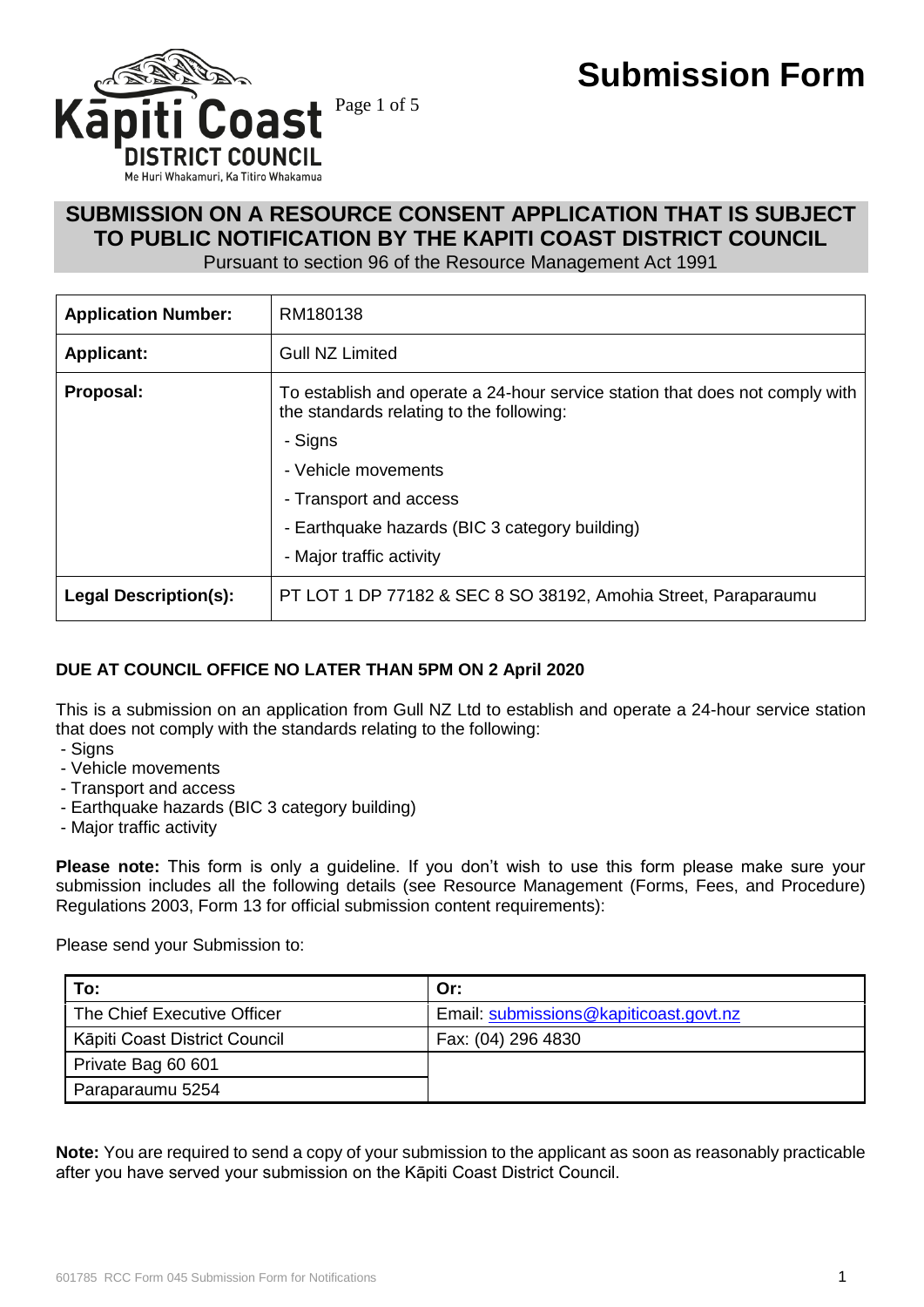# Submission Form

Kāpiti Coast DISTRICT COUNCIL
Me Huri Whakamuri, Ka Titiro Whakamua

Page 1 of 5

## SUBMISSION ON A RESOURCE CONSENT APPLICATION THAT IS SUBJECT TO PUBLIC NOTIFICATION BY THE KAPITI COAST DISTRICT COUNCIL

Pursuant to section 96 of the Resource Management Act 1991

| **Application Number:** | RM180138 |
|---|---|
| **Applicant:** | Gull NZ Limited |
| **Proposal:** | To establish and operate a 24-hour service station that does not comply with the standards relating to the following:<br>- Signs<br>- Vehicle movements<br>- Transport and access<br>- Earthquake hazards (BIC 3 category building)<br>- Major traffic activity |
| **Legal Description(s):** | PT LOT 1 DP 77182 & SEC 8 SO 38192, Amohia Street, Paraparaumu |

**DUE AT COUNCIL OFFICE NO LATER THAN 5PM ON 2 April 2020**

This is a submission on an application from Gull NZ Ltd to establish and operate a 24-hour service station that does not comply with the standards relating to the following:

- Signs
- Vehicle movements
- Transport and access
- Earthquake hazards (BIC 3 category building)
- Major traffic activity

**Please note:** This form is only a guideline. If you don't wish to use this form please make sure your submission includes all the following details (see Resource Management (Forms, Fees, and Procedure) Regulations 2003, Form 13 for official submission content requirements):

Please send your Submission to:

| To: | Or: |
|---|---|
| The Chief Executive Officer | Email: submissions@kapiticoast.govt.nz |
| Kāpiti Coast District Council | Fax: (04) 296 4830 |
| Private Bag 60 601 | |
| Paraparaumu 5254 | |

**Note:** You are required to send a copy of your submission to the applicant as soon as reasonably practicable after you have served your submission on the Kāpiti Coast District Council.

601785 RCC Form 045 Submission Form for Notifications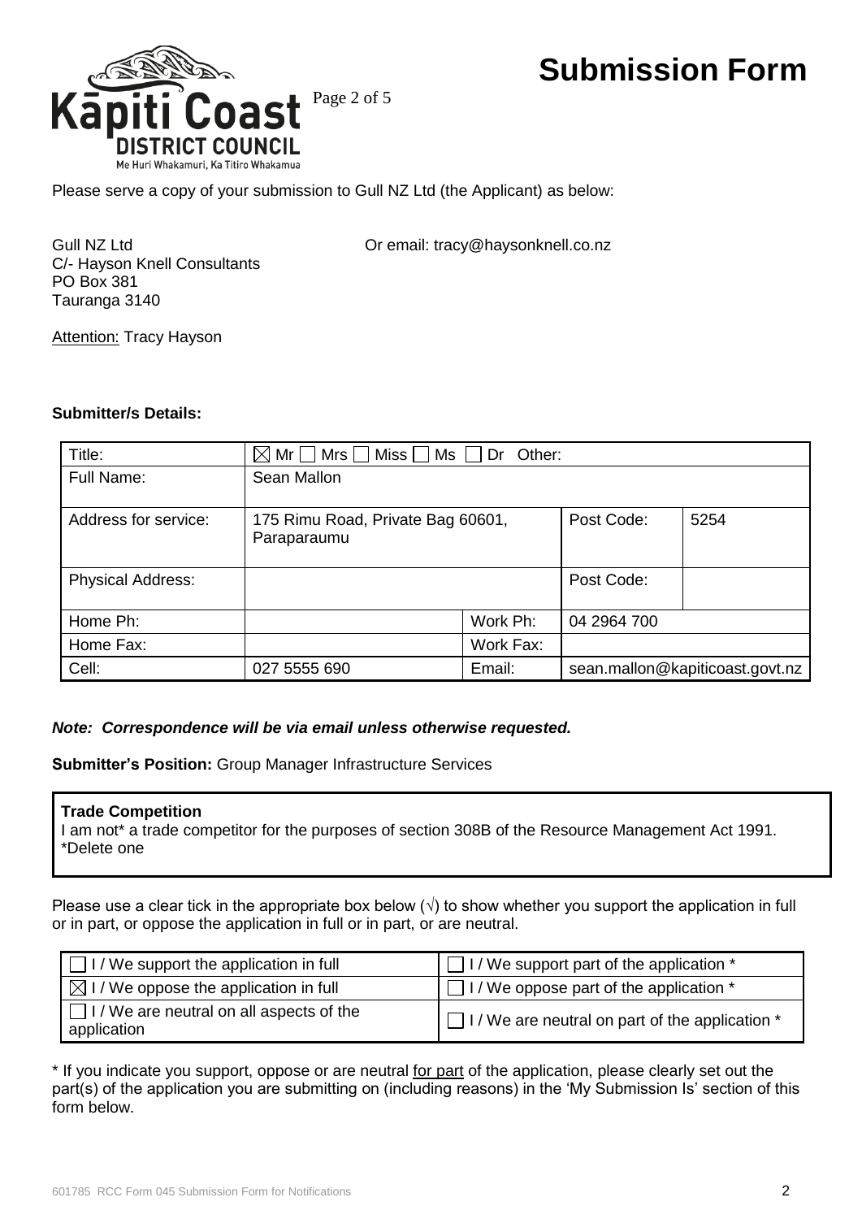# Submission Form

Please serve a copy of your submission to Gull NZ Ltd (the Applicant) as below:

Gull NZ Ltd
C/- Hayson Knell Consultants
PO Box 381
Tauranga 3140

Or email: tracy@haysonknell.co.nz

Attention: Tracy Hayson

**Submitter/s Details:**

| Title: | ☒ Mr ☐ Mrs ☐ Miss ☐ Ms ☐ Dr Other: | | | |
|---|---|---|---|---|
| Full Name: | Sean Mallon | | | |
| Address for service: | 175 Rimu Road, Private Bag 60601, Paraparaumu | | Post Code: | 5254 |
| Physical Address: | | | Post Code: | |
| Home Ph: | | Work Ph: | 04 2964 700 | |
| Home Fax: | | Work Fax: | | |
| Cell: | 027 5555 690 | Email: | sean.mallon@kapiticoast.govt.nz | |

***Note: Correspondence will be via email unless otherwise requested.***

**Submitter's Position:** Group Manager Infrastructure Services

**Trade Competition**
I am not* a trade competitor for the purposes of section 308B of the Resource Management Act 1991.
*Delete one

Please use a clear tick in the appropriate box below (√) to show whether you support the application in full or in part, or oppose the application in full or in part, or are neutral.

| | |
|---|---|
| ☐ I / We support the application in full | ☐ I / We support part of the application * |
| ☒ I / We oppose the application in full | ☐ I / We oppose part of the application * |
| ☐ I / We are neutral on all aspects of the application | ☐ I / We are neutral on part of the application * |

* If you indicate you support, oppose or are neutral for part of the application, please clearly set out the part(s) of the application you are submitting on (including reasons) in the 'My Submission Is' section of this form below.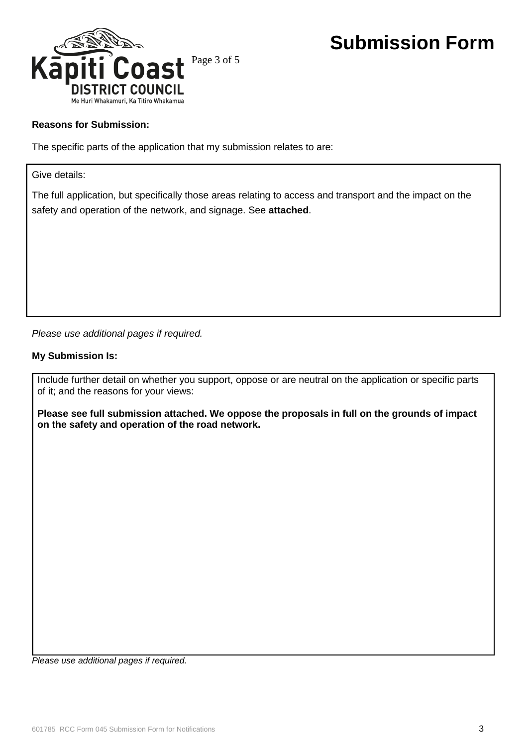# Submission Form

**Reasons for Submission:**

The specific parts of the application that my submission relates to are:

Give details:

The full application, but specifically those areas relating to access and transport and the impact on the safety and operation of the network, and signage. See **attached**.

*Please use additional pages if required.*

**My Submission Is:**

Include further detail on whether you support, oppose or are neutral on the application or specific parts of it; and the reasons for your views:

**Please see full submission attached. We oppose the proposals in full on the grounds of impact on the safety and operation of the road network.**

*Please use additional pages if required.*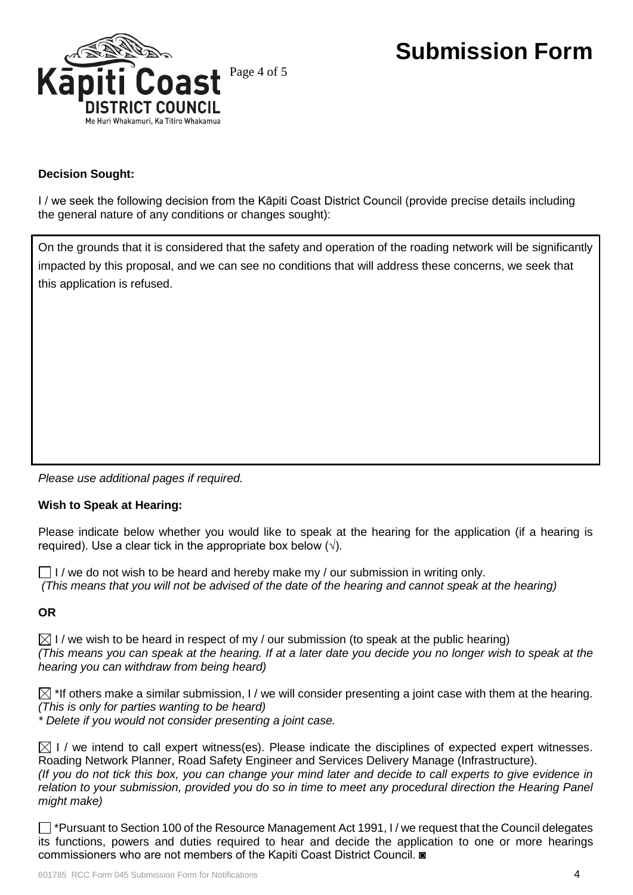# Submission Form

**Decision Sought:**

I / we seek the following decision from the Kāpiti Coast District Council (provide precise details including the general nature of any conditions or changes sought):

> On the grounds that it is considered that the safety and operation of the roading network will be significantly impacted by this proposal, and we can see no conditions that will address these concerns, we seek that this application is refused.

*Please use additional pages if required.*

**Wish to Speak at Hearing:**

Please indicate below whether you would like to speak at the hearing for the application (if a hearing is required). Use a clear tick in the appropriate box below (√).

☐ I / we do not wish to be heard and hereby make my / our submission in writing only.
*(This means that you will not be advised of the date of the hearing and cannot speak at the hearing)*

**OR**

☒ I / we wish to be heard in respect of my / our submission (to speak at the public hearing)
*(This means you can speak at the hearing. If at a later date you decide you no longer wish to speak at the hearing you can withdraw from being heard)*

☒ *If others make a similar submission, I / we will consider presenting a joint case with them at the hearing.
*(This is only for parties wanting to be heard)*
*\* Delete if you would not consider presenting a joint case.*

☒ I / we intend to call expert witness(es). Please indicate the disciplines of expected expert witnesses. Roading Network Planner, Road Safety Engineer and Services Delivery Manage (Infrastructure).
*(If you do not tick this box, you can change your mind later and decide to call experts to give evidence in relation to your submission, provided you do so in time to meet any procedural direction the Hearing Panel might make)*

☐ *Pursuant to Section 100 of the Resource Management Act 1991, I / we request that the Council delegates its functions, powers and duties required to hear and decide the application to one or more hearings commissioners who are not members of the Kapiti Coast District Council. ◙

601785 RCC Form 045 Submission Form for Notifications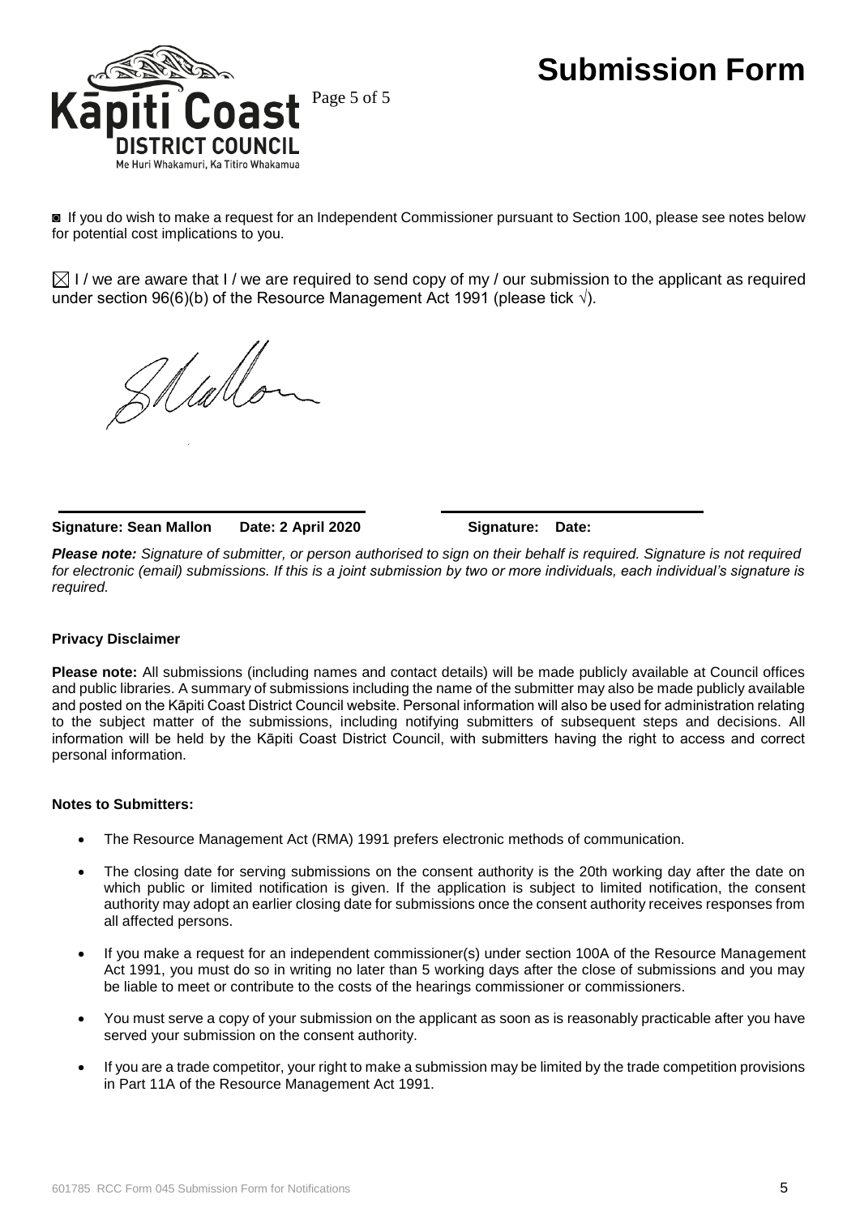# Submission Form

◙ If you do wish to make a request for an Independent Commissioner pursuant to Section 100, please see notes below for potential cost implications to you.

☒ I / we are aware that I / we are required to send copy of my / our submission to the applicant as required under section 96(6)(b) of the Resource Management Act 1991 (please tick √).

**Signature: Sean Mallon** **Date: 2 April 2020** **Signature:** **Date:**

***Please note:*** *Signature of submitter, or person authorised to sign on their behalf is required. Signature is not required for electronic (email) submissions. If this is a joint submission by two or more individuals, each individual's signature is required.*

**Privacy Disclaimer**

**Please note:** All submissions (including names and contact details) will be made publicly available at Council offices and public libraries. A summary of submissions including the name of the submitter may also be made publicly available and posted on the Kāpiti Coast District Council website. Personal information will also be used for administration relating to the subject matter of the submissions, including notifying submitters of subsequent steps and decisions. All information will be held by the Kāpiti Coast District Council, with submitters having the right to access and correct personal information.

**Notes to Submitters:**

- The Resource Management Act (RMA) 1991 prefers electronic methods of communication.
- The closing date for serving submissions on the consent authority is the 20th working day after the date on which public or limited notification is given. If the application is subject to limited notification, the consent authority may adopt an earlier closing date for submissions once the consent authority receives responses from all affected persons.
- If you make a request for an independent commissioner(s) under section 100A of the Resource Management Act 1991, you must do so in writing no later than 5 working days after the close of submissions and you may be liable to meet or contribute to the costs of the hearings commissioner or commissioners.
- You must serve a copy of your submission on the applicant as soon as is reasonably practicable after you have served your submission on the consent authority.
- If you are a trade competitor, your right to make a submission may be limited by the trade competition provisions in Part 11A of the Resource Management Act 1991.